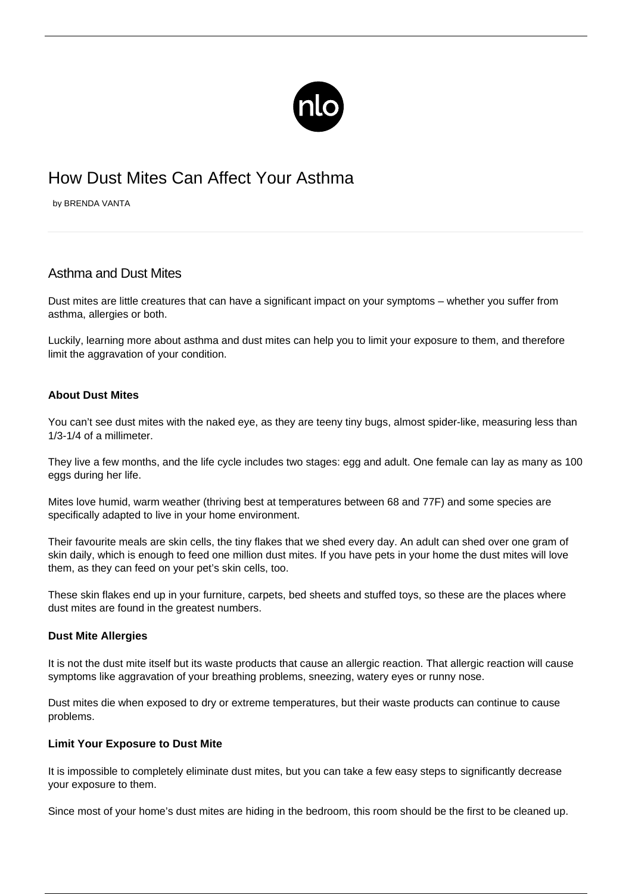# How Dust Mites Can Affect Your Asthma

by BRENDA VANTA

## Asthma and Dust Mites

Dust mites are little creatures that can have a significant impact on your symptoms – whether you suffer from asthma, allergies or both.

Luckily, learning more about asthma and dust mites can help you to limit your exposure to them, and therefore limit the aggravation of your condition.

### About Dust Mites

You can't see dust mites with the naked eye, as they are teeny tiny bugs, almost spider-like, measuring less than 1/3-1/4 of a millimeter.

They live a few months, and the life cycle includes two stages: egg and adult. One female can lay as many as 100 eggs during her life.

Mites love humid, warm weather (thriving best at temperatures between 68 and 77F) and some species are specifically adapted to live in your home environment.

Their favourite meals are skin cells, the tiny flakes that we shed every day. An adult can shed over one gram of skin daily, which is enough to feed one million dust mites. If you have pets in your home the dust mites will love them, as they can feed on your pet's skin cells, too.

These skin flakes end up in your furniture, carpets, bed sheets and stuffed toys, so these are the places where dust mites are found in the greatest numbers.

### Dust Mite Allergies

It is not the dust mite itself but its waste products that cause an allergic reaction. That allergic reaction will cause symptoms like aggravation of your breathing problems, sneezing, watery eyes or runny nose.

Dust mites die when exposed to dry or extreme temperatures, but their waste products can continue to cause problems.

### Limit Your Exposure to Dust Mite

It is impossible to completely eliminate dust mites, but you can take a few easy steps to significantly decrease your exposure to them.

Since most of your home's dust mites are hiding in the bedroom, this room should be the first to be cleaned up.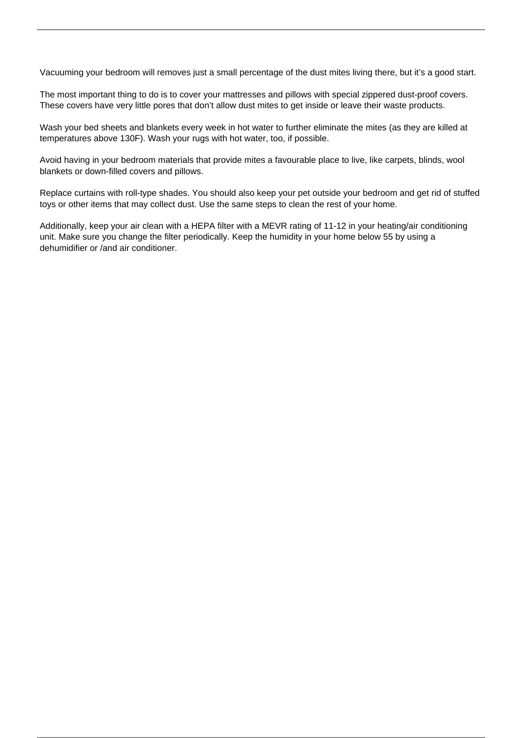Vacuuming your bedroom will removes just a small percentage of the dust mites living there, but it's a good start.

The most important thing to do is to cover your mattresses and pillows with special zippered dust-proof covers. These covers have very little pores that don't allow dust mites to get inside or leave their waste products.

Wash your bed sheets and blankets every week in hot water to further eliminate the mites (as they are killed at temperatures above 130F). Wash your rugs with hot water, too, if possible.

Avoid having in your bedroom materials that provide mites a favourable place to live, like carpets, blinds, wool blankets or down-filled covers and pillows.

Replace curtains with roll-type shades. You should also keep your pet outside your bedroom and get rid of stuffed toys or other items that may collect dust. Use the same steps to clean the rest of your home.

Additionally, keep your air clean with a HEPA filter with a MEVR rating of 11-12 in your heating/air conditioning unit. Make sure you change the filter periodically. Keep the humidity in your home below 55 by using a dehumidifier or /and air conditioner.